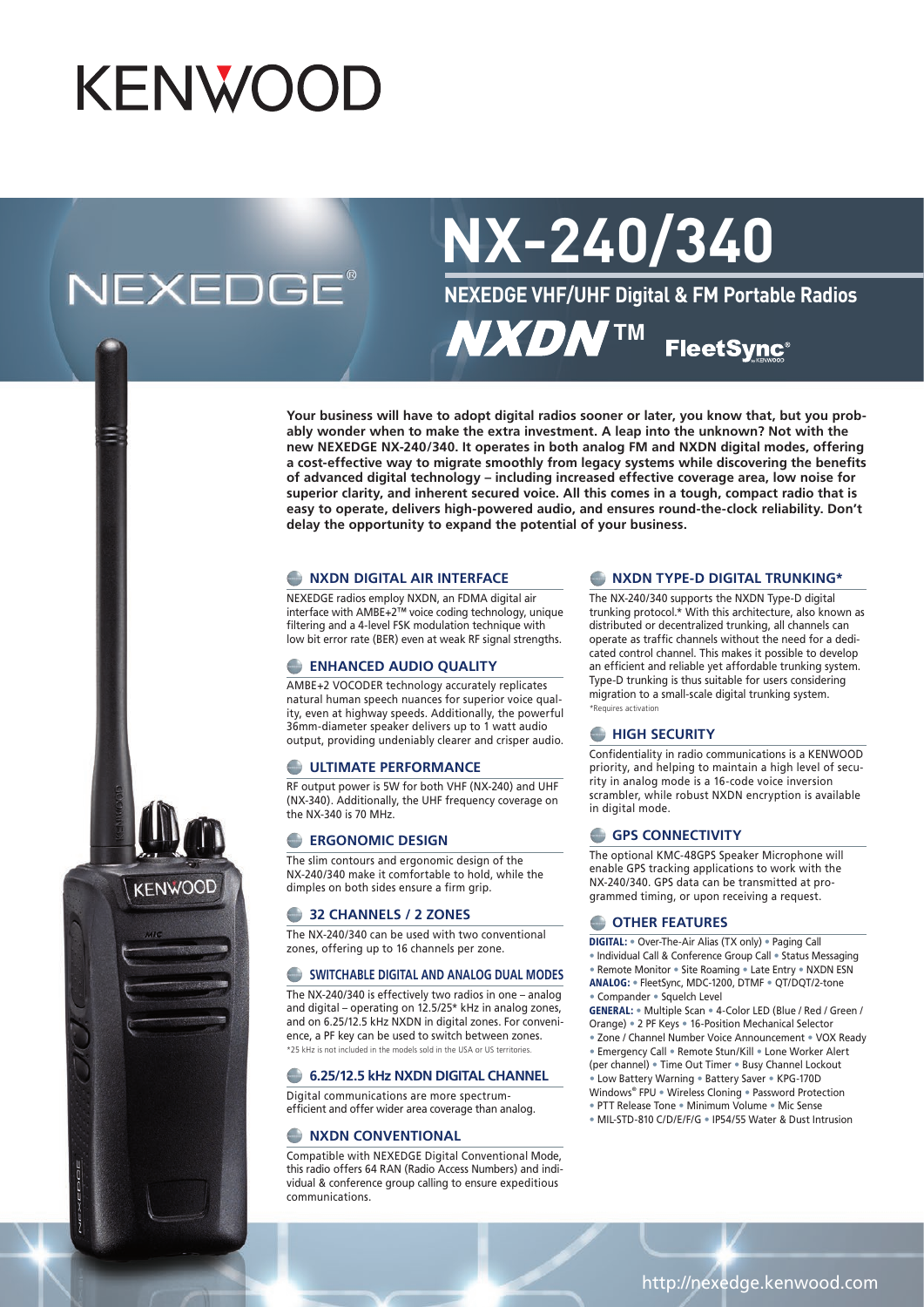# KENWOOD

NEXEDGE®

# NX-240/340

## NEXEDGE VHF/UHF Digital & FM Portable Radios

NXDN™ FleetSync®

**Your business will have to adopt digital radios sooner or later, you know that, but you probably wonder when to make the extra investment. A leap into the unknown? Not with the new NEXEDGE NX-240/340. It operates in both analog FM and NXDN digital modes, offering a cost-effective way to migrate smoothly from legacy systems while discovering the benefits of advanced digital technology – including increased effective coverage area, low noise for superior clarity, and inherent secured voice. All this comes in a tough, compact radio that is easy to operate, delivers high-powered audio, and ensures round-the-clock reliability. Don't delay the opportunity to expand the potential of your business.**

### NXDN DIGITAL AIR INTERFACE

NEXEDGE radios employ NXDN, an FDMA digital air interface with AMBE+2™ voice coding technology, unique filtering and a 4-level FSK modulation technique with low bit error rate (BER) even at weak RF signal strengths.

### ENHANCED AUDIO QUALITY

AMBE+2 VOCODER technology accurately replicates natural human speech nuances for superior voice quality, even at highway speeds. Additionally, the powerful 36mm-diameter speaker delivers up to 1 watt audio output, providing undeniably clearer and crisper audio.

### ULTIMATE PERFORMANCE

RF output power is 5W for both VHF (NX-240) and UHF (NX-340). Additionally, the UHF frequency coverage on the NX-340 is 70 MHz.

### ERGONOMIC DESIGN

The slim contours and ergonomic design of the NX-240/340 make it comfortable to hold, while the dimples on both sides ensure a firm grip.

### 32 CHANNELS / 2 ZONES

The NX-240/340 can be used with two conventional zones, offering up to 16 channels per zone.

### SWITCHABLE DIGITAL AND ANALOG DUAL MODES

The NX-240/340 is effectively two radios in one – analog and digital – operating on 12.5/25* kHz in analog zones, and on 6.25/12.5 kHz NXDN in digital zones. For convenience, a PF key can be used to switch between zones.

*25 kHz is not included in the models sold in the USA or US territories.

### 6.25/12.5 kHz NXDN DIGITAL CHANNEL

Digital communications are more spectrum-efficient and offer wider area coverage than analog.

### NXDN CONVENTIONAL

Compatible with NEXEDGE Digital Conventional Mode, this radio offers 64 RAN (Radio Access Numbers) and individual & conference group calling to ensure expeditious communications.

### NXDN TYPE-D DIGITAL TRUNKING*

The NX-240/340 supports the NXDN Type-D digital trunking protocol.* With this architecture, also known as distributed or decentralized trunking, all channels can operate as traffic channels without the need for a dedicated control channel. This makes it possible to develop an efficient and reliable yet affordable trunking system. Type-D trunking is thus suitable for users considering migration to a small-scale digital trunking system.

*Requires activation

### HIGH SECURITY

Confidentiality in radio communications is a KENWOOD priority, and helping to maintain a high level of security in analog mode is a 16-code voice inversion scrambler, while robust NXDN encryption is available in digital mode.

### GPS CONNECTIVITY

The optional KMC-48GPS Speaker Microphone will enable GPS tracking applications to work with the NX-240/340. GPS data can be transmitted at programmed timing, or upon receiving a request.

### OTHER FEATURES

**DIGITAL:** • Over-The-Air Alias (TX only) • Paging Call • Individual Call & Conference Group Call • Status Messaging • Remote Monitor • Site Roaming • Late Entry • NXDN ESN

**ANALOG:** • FleetSync, MDC-1200, DTMF • QT/DQT/2-tone • Compander • Squelch Level

**GENERAL:** • Multiple Scan • 4-Color LED (Blue / Red / Green / Orange) • 2 PF Keys • 16-Position Mechanical Selector • Zone / Channel Number Voice Announcement • VOX Ready • Emergency Call • Remote Stun/Kill • Lone Worker Alert (per channel) • Time Out Timer • Busy Channel Lockout • Low Battery Warning • Battery Saver • KPG-170D Windows® FPU • Wireless Cloning • Password Protection • PTT Release Tone • Minimum Volume • Mic Sense • MIL-STD-810 C/D/E/F/G • IP54/55 Water & Dust Intrusion

http://nexedge.kenwood.com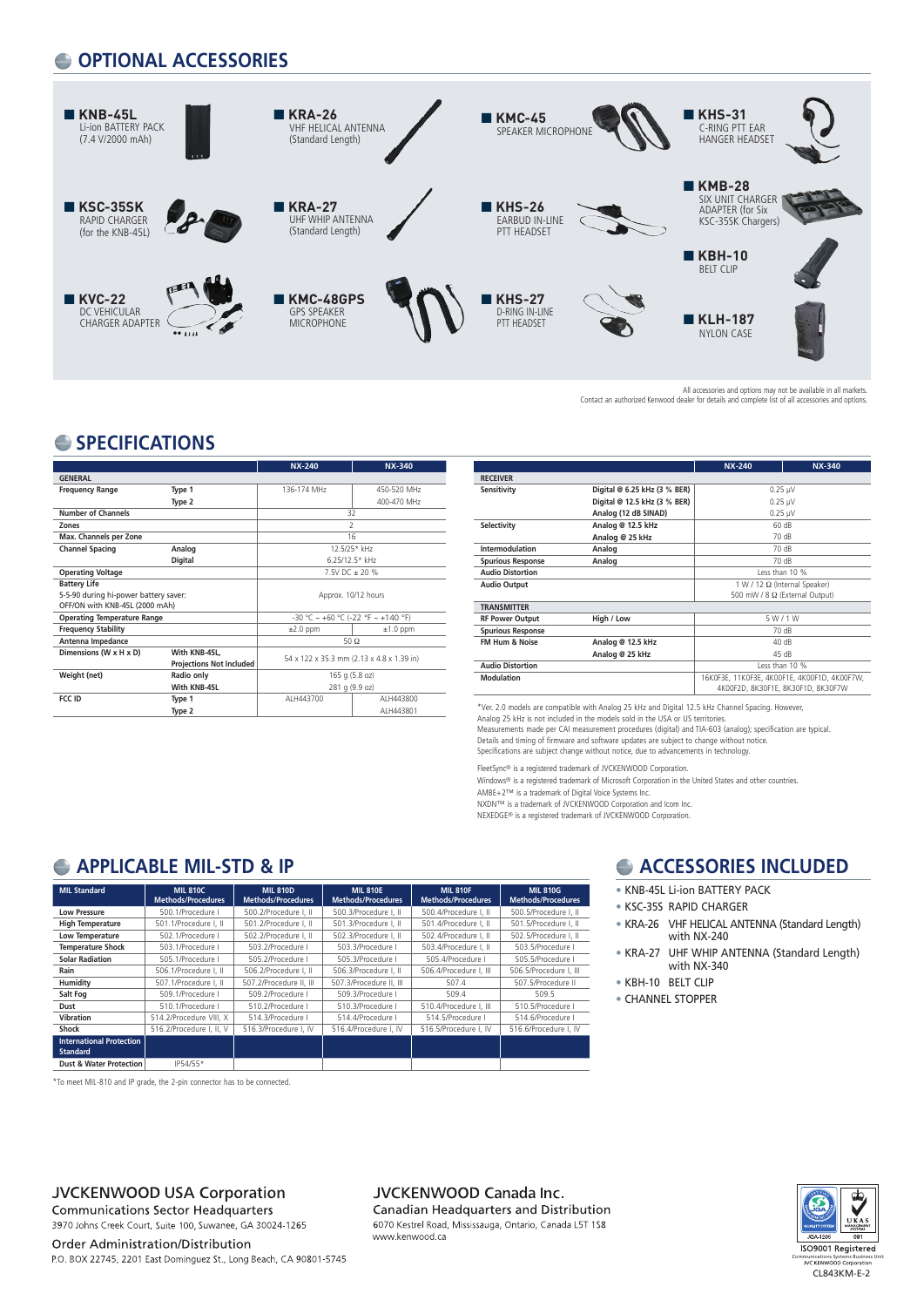## OPTIONAL ACCESSORIES

**KNB-45L**
Li-ion BATTERY PACK
(7.4 V/2000 mAh)

**KRA-26**
VHF HELICAL ANTENNA
(Standard Length)

**KMC-45**
SPEAKER MICROPHONE

**KHS-31**
C-RING PTT EAR
HANGER HEADSET

**KMB-28**
SIX UNIT CHARGER
ADAPTER (for Six
KSC-35SK Chargers)

**KSC-35SK**
RAPID CHARGER
(for the KNB-45L)

**KRA-27**
UHF WHIP ANTENNA
(Standard Length)

**KHS-26**
EARBUD IN-LINE
PTT HEADSET

**KBH-10**
BELT CLIP

**KVC-22**
DC VEHICULAR
CHARGER ADAPTER

**KMC-48GPS**
GPS SPEAKER
MICROPHONE

**KHS-27**
D-RING IN-LINE
PTT HEADSET

**KLH-187**
NYLON CASE

All accessories and options may not be available in all markets.
Contact an authorized Kenwood dealer for details and complete list of all accessories and options.

## SPECIFICATIONS

| | | NX-240 | NX-340 |
|---|---|---|---|
| **GENERAL** | | | |
| **Frequency Range** | **Type 1** | 136-174 MHz | 450-520 MHz |
| | **Type 2** | | 400-470 MHz |
| **Number of Channels** | | 32 | |
| **Zones** | | 2 | |
| **Max. Channels per Zone** | | 16 | |
| **Channel Spacing** | **Analog** | 12.5/25* kHz | |
| | **Digital** | 6.25/12.5* kHz | |
| **Operating Voltage** | | 7.5V DC ± 20 % | |
| **Battery Life** 5-5-90 during hi-power battery saver: OFF/ON with KNB-45L (2000 mAh) | | Approx. 10/12 hours | |
| **Operating Temperature Range** | | -30 °C ~ +60 °C (-22 °F ~ +140 °F) | |
| **Frequency Stability** | | ±2.0 ppm | ±1.0 ppm |
| **Antenna Impedance** | | 50 Ω | |
| **Dimensions (W x H x D)** | **With KNB-45L, Projections Not Included** | 54 x 122 x 35.3 mm (2.13 x 4.8 x 1.39 in) | |
| **Weight (net)** | **Radio only** | 165 g (5.8 oz) | |
| | **With KNB-45L** | 281 g (9.9 oz) | |
| **FCC ID** | **Type 1** | ALH443700 | ALH443800 |
| | **Type 2** | | ALH443801 |

| | | NX-240 | NX-340 |
|---|---|---|---|
| **RECEIVER** | | | |
| **Sensitivity** | **Digital @ 6.25 kHz (3 % BER)** | 0.25 µV | |
| | **Digital @ 12.5 kHz (3 % BER)** | 0.25 µV | |
| | **Analog (12 dB SINAD)** | 0.25 µV | |
| **Selectivity** | **Analog @ 12.5 kHz** | 60 dB | |
| | **Analog @ 25 kHz** | 70 dB | |
| **Intermodulation** | **Analog** | 70 dB | |
| **Spurious Response** | **Analog** | 70 dB | |
| **Audio Distortion** | | Less than 10 % | |
| **Audio Output** | | 1 W / 12 Ω (Internal Speaker) 500 mW / 8 Ω (External Output) | |
| **TRANSMITTER** | | | |
| **RF Power Output** | **High / Low** | 5 W / 1 W | |
| **Spurious Response** | | 70 dB | |
| **FM Hum & Noise** | **Analog @ 12.5 kHz** | 40 dB | |
| | **Analog @ 25 kHz** | 45 dB | |
| **Audio Distortion** | | Less than 10 % | |
| **Modulation** | | 16K0F3E, 11K0F3E, 4K00F1E, 4K00F1D, 4K00F7W, 4K00F2D, 8K30F1E, 8K30F1D, 8K30F7W | |

*Ver. 2.0 models are compatible with Analog 25 kHz and Digital 12.5 kHz Channel Spacing. However, Analog 25 kHz is not included in the models sold in the USA or US territories.
Measurements made per CAI measurement procedures (digital) and TIA-603 (analog); specification are typical.
Details and timing of firmware and software updates are subject to change without notice.
Specifications are subject change without notice, due to advancements in technology.

FleetSync® is a registered trademark of JVCKENWOOD Corporation.
Windows® is a registered trademark of Microsoft Corporation in the United States and other countries.
AMBE+2™ is a trademark of Digital Voice Systems Inc.
NXDN™ is a trademark of JVCKENWOOD Corporation and Icom Inc.
NEXEDGE® is a registered trademark of JVCKENWOOD Corporation.

## APPLICABLE MIL-STD & IP

| MIL Standard | MIL 810C Methods/Procedures | MIL 810D Methods/Procedures | MIL 810E Methods/Procedures | MIL 810F Methods/Procedures | MIL 810G Methods/Procedures |
|---|---|---|---|---|---|
| **Low Pressure** | 500.1/Procedure I | 500.2/Procedure I, II | 500.3/Procedure I, II | 500.4/Procedure I, II | 500.5/Procedure I, II |
| **High Temperature** | 501.1/Procedure I, II | 501.2/Procedure I, II | 501.3/Procedure I, II | 501.4/Procedure I, II | 501.5/Procedure I, II |
| **Low Temperature** | 502.1/Procedure I | 502.2/Procedure I, II | 502.3/Procedure I, II | 502.4/Procedure I, II | 502.5/Procedure I, II |
| **Temperature Shock** | 503.1/Procedure I | 503.2/Procedure I | 503.3/Procedure I | 503.4/Procedure I, II | 503.5/Procedure I |
| **Solar Radiation** | 505.1/Procedure I | 505.2/Procedure I | 505.3/Procedure I | 505.4/Procedure I | 505.5/Procedure I |
| **Rain** | 506.1/Procedure I, II | 506.2/Procedure I, II | 506.3/Procedure I, II | 506.4/Procedure I, III | 506.5/Procedure I, III |
| **Humidity** | 507.1/Procedure I, II | 507.2/Procedure II, III | 507.3/Procedure II, III | 507.4 | 507.5/Procedure II |
| **Salt Fog** | 509.1/Procedure I | 509.2/Procedure I | 509.3/Procedure I | 509.4 | 509.5 |
| **Dust** | 510.1/Procedure I | 510.2/Procedure I | 510.3/Procedure I | 510.4/Procedure I, III | 510.5/Procedure I |
| **Vibration** | 514.2/Procedure VIII, X | 514.3/Procedure I | 514.4/Procedure I | 514.5/Procedure I | 514.6/Procedure I |
| **Shock** | 516.2/Procedure I, II, V | 516.3/Procedure I, IV | 516.4/Procedure I, IV | 516.5/Procedure I, IV | 516.6/Procedure I, IV |
| **International Protection Standard** | | | | | |
| **Dust & Water Protection** | IP54/55* | | | | |

*To meet MIL-810 and IP grade, the 2-pin connector has to be connected.

## ACCESSORIES INCLUDED

- KNB-45L Li-ion BATTERY PACK
- KSC-35S RAPID CHARGER
- KRA-26 VHF HELICAL ANTENNA (Standard Length) with NX-240
- KRA-27 UHF WHIP ANTENNA (Standard Length) with NX-340
- KBH-10 BELT CLIP
- CHANNEL STOPPER

**JVCKENWOOD USA Corporation**
Communications Sector Headquarters
3970 Johns Creek Court, Suite 100, Suwanee, GA 30024-1265

Order Administration/Distribution
P.O. BOX 22745, 2201 East Dominguez St., Long Beach, CA 90801-5745

**JVCKENWOOD Canada Inc.**
Canadian Headquarters and Distribution
6070 Kestrel Road, Mississauga, Ontario, Canada L5T 1S8
www.kenwood.ca

ISO9001 Registered
Communications Systems Business Unit
JVC KENWOOD Corporation

CL843KM-E-2